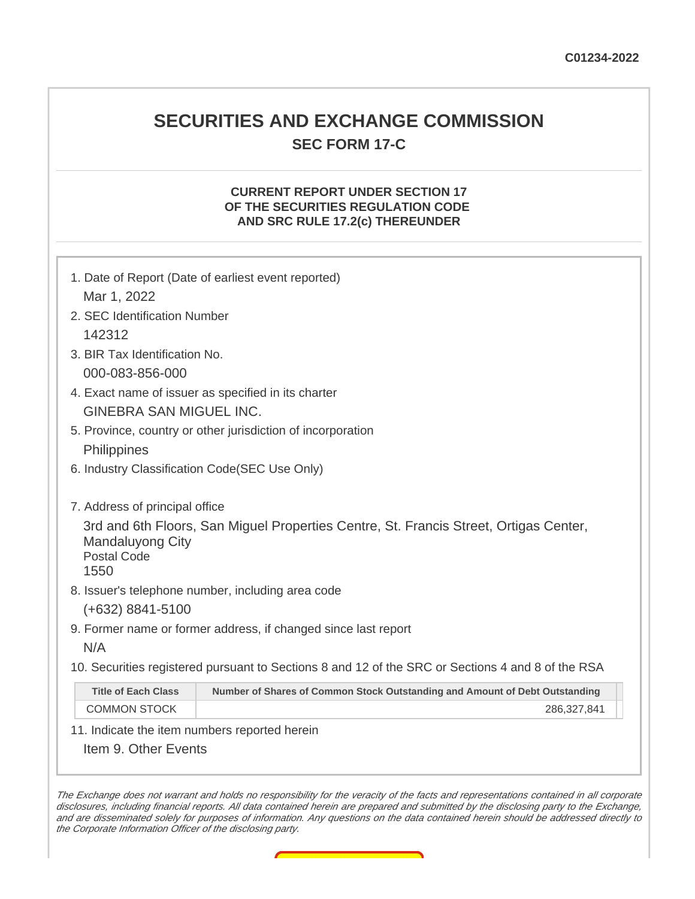C01234-2022

# SECURITIES AND EXCHANGE COMMISSION

## SEC FORM 17-C

### CURRENT REPORT UNDER SECTION 17 OF THE SECURITIES REGULATION CODE AND SRC RULE 17.2(c) THEREUNDER

1. Date of Report (Date of earliest event reported)

   Mar 1, 2022

2. SEC Identification Number

   142312

3. BIR Tax Identification No.

   000-083-856-000

4. Exact name of issuer as specified in its charter

   GINEBRA SAN MIGUEL INC.

5. Province, country or other jurisdiction of incorporation

   Philippines

6. Industry Classification Code(SEC Use Only)

7. Address of principal office

   3rd and 6th Floors, San Miguel Properties Centre, St. Francis Street, Ortigas Center, Mandaluyong City
   Postal Code
   1550

8. Issuer's telephone number, including area code

   (+632) 8841-5100

9. Former name or former address, if changed since last report

   N/A

10. Securities registered pursuant to Sections 8 and 12 of the SRC or Sections 4 and 8 of the RSA

| Title of Each Class | Number of Shares of Common Stock Outstanding and Amount of Debt Outstanding |
|---|---|
| COMMON STOCK | 286,327,841 |

11. Indicate the item numbers reported herein

    Item 9. Other Events

*The Exchange does not warrant and holds no responsibility for the veracity of the facts and representations contained in all corporate disclosures, including financial reports. All data contained herein are prepared and submitted by the disclosing party to the Exchange, and are disseminated solely for purposes of information. Any questions on the data contained herein should be addressed directly to the Corporate Information Officer of the disclosing party.*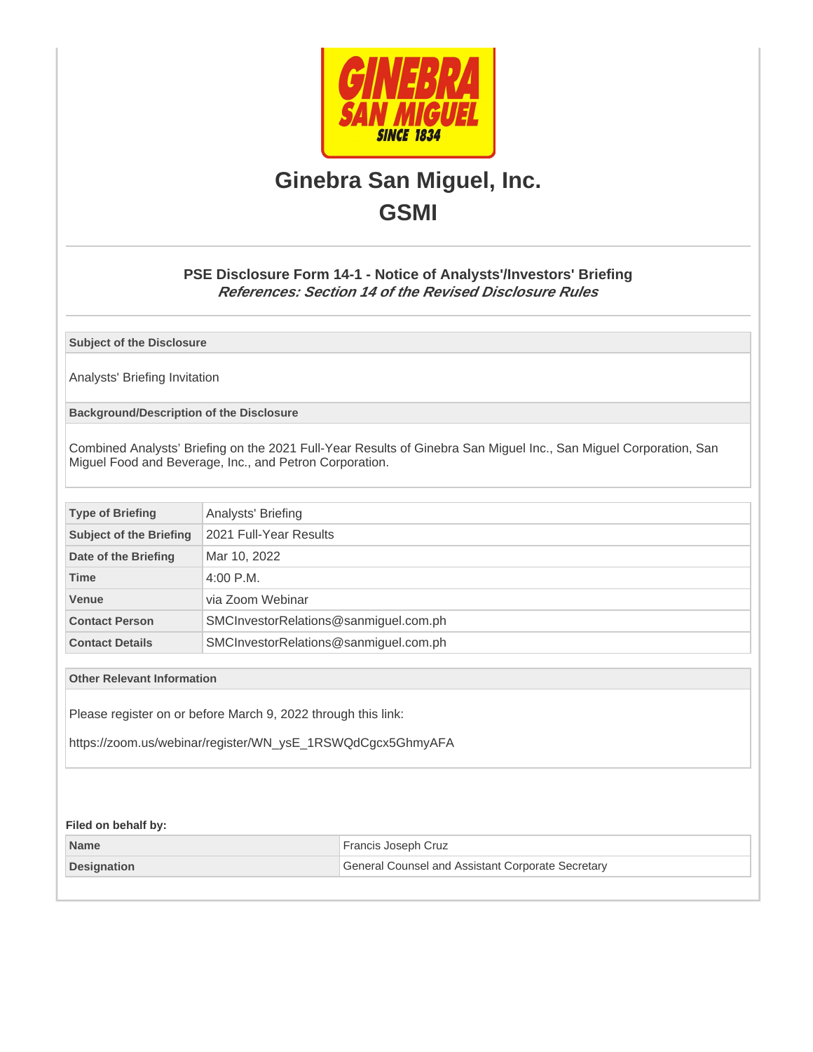# Ginebra San Miguel, Inc.

## GSMI

### PSE Disclosure Form 14-1 - Notice of Analysts'/Investors' Briefing

***References: Section 14 of the Revised Disclosure Rules***

**Subject of the Disclosure**

Analysts' Briefing Invitation

**Background/Description of the Disclosure**

Combined Analysts' Briefing on the 2021 Full-Year Results of Ginebra San Miguel Inc., San Miguel Corporation, San Miguel Food and Beverage, Inc., and Petron Corporation.

| | |
|---|---|
| **Type of Briefing** | Analysts' Briefing |
| **Subject of the Briefing** | 2021 Full-Year Results |
| **Date of the Briefing** | Mar 10, 2022 |
| **Time** | 4:00 P.M. |
| **Venue** | via Zoom Webinar |
| **Contact Person** | SMCInvestorRelations@sanmiguel.com.ph |
| **Contact Details** | SMCInvestorRelations@sanmiguel.com.ph |

**Other Relevant Information**

Please register on or before March 9, 2022 through this link:

https://zoom.us/webinar/register/WN_ysE_1RSWQdCgcx5GhmyAFA

**Filed on behalf by:**

| | |
|---|---|
| **Name** | Francis Joseph Cruz |
| **Designation** | General Counsel and Assistant Corporate Secretary |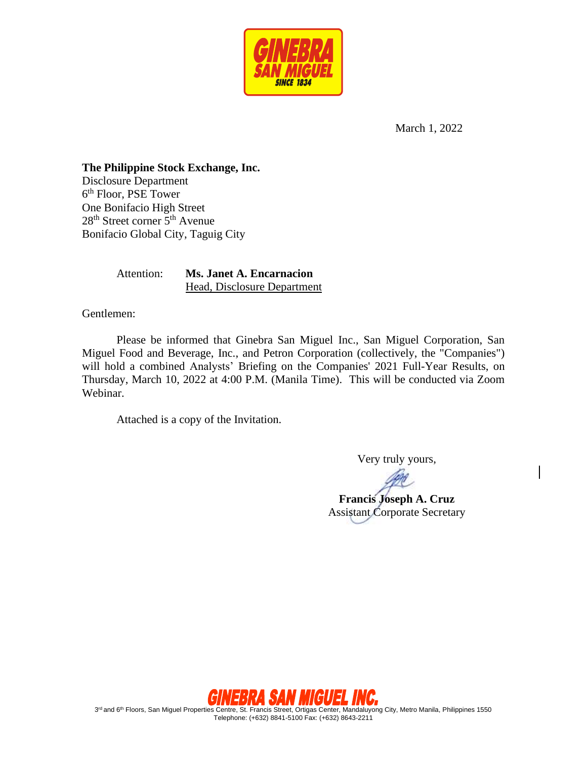March 1, 2022

**The Philippine Stock Exchange, Inc.**
Disclosure Department
6th Floor, PSE Tower
One Bonifacio High Street
28th Street corner 5th Avenue
Bonifacio Global City, Taguig City

Attention: **Ms. Janet A. Encarnacion**
Head, Disclosure Department

Gentlemen:

Please be informed that Ginebra San Miguel Inc., San Miguel Corporation, San Miguel Food and Beverage, Inc., and Petron Corporation (collectively, the "Companies") will hold a combined Analysts' Briefing on the Companies' 2021 Full-Year Results, on Thursday, March 10, 2022 at 4:00 P.M. (Manila Time). This will be conducted via Zoom Webinar.

Attached is a copy of the Invitation.

Very truly yours,

**Francis Joseph A. Cruz**
Assistant Corporate Secretary

**GINEBRA SAN MIGUEL INC.**
3rd and 6th Floors, San Miguel Properties Centre, St. Francis Street, Ortigas Center, Mandaluyong City, Metro Manila, Philippines 1550
Telephone: (+632) 8841-5100 Fax: (+632) 8643-2211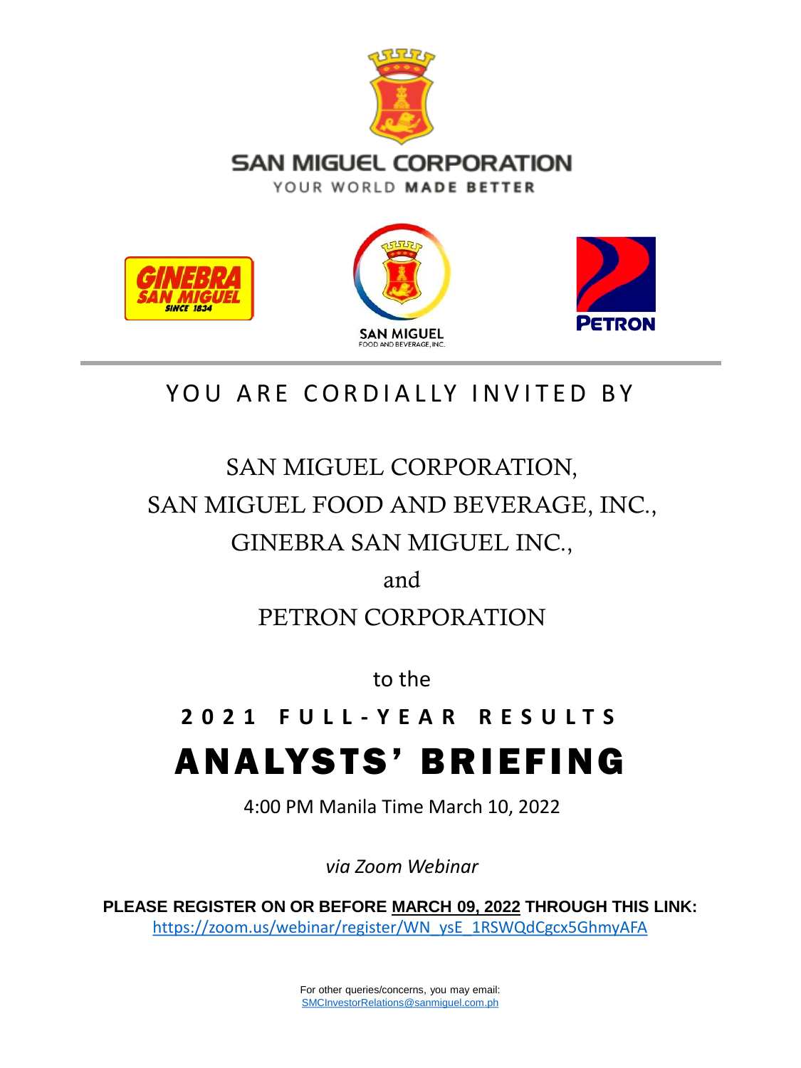SAN MIGUEL CORPORATION

YOUR WORLD **MADE BETTER**

GINEBRA SAN MIGUEL SINCE 1834

SAN MIGUEL FOOD AND BEVERAGE, INC.

PETRON

YOU ARE CORDIALLY INVITED BY

SAN MIGUEL CORPORATION,
SAN MIGUEL FOOD AND BEVERAGE, INC.,
GINEBRA SAN MIGUEL INC.,
and
PETRON CORPORATION

to the

**2021 FULL-YEAR RESULTS**

# ANALYSTS' BRIEFING

4:00 PM Manila Time March 10, 2022

*via Zoom Webinar*

**PLEASE REGISTER ON OR BEFORE MARCH 09, 2022 THROUGH THIS LINK:**
https://zoom.us/webinar/register/WN_ysE_1RSWQdCgcx5GhmyAFA

For other queries/concerns, you may email:
SMCInvestorRelations@sanmiguel.com.ph